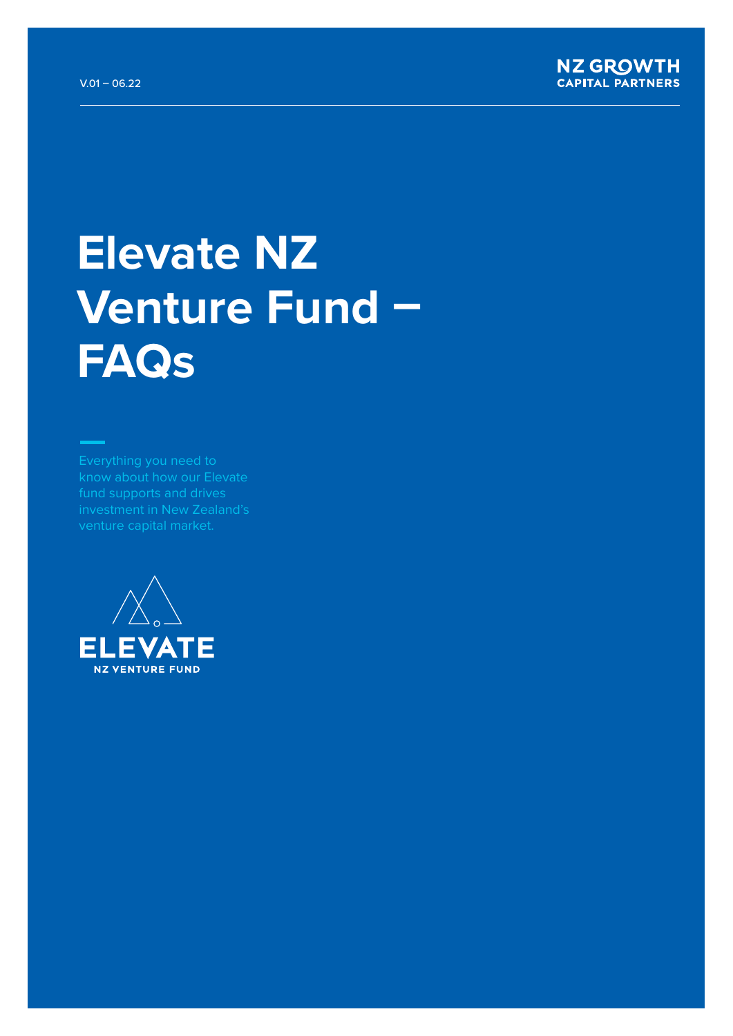V.01 – 06.22

NZ GROWTH CAPITAL PARTNERS

# Elevate NZ Venture Fund – FAQs

Everything you need to know about how our Elevate fund supports and drives investment in New Zealand's venture capital market.

ELEVATE
NZ VENTURE FUND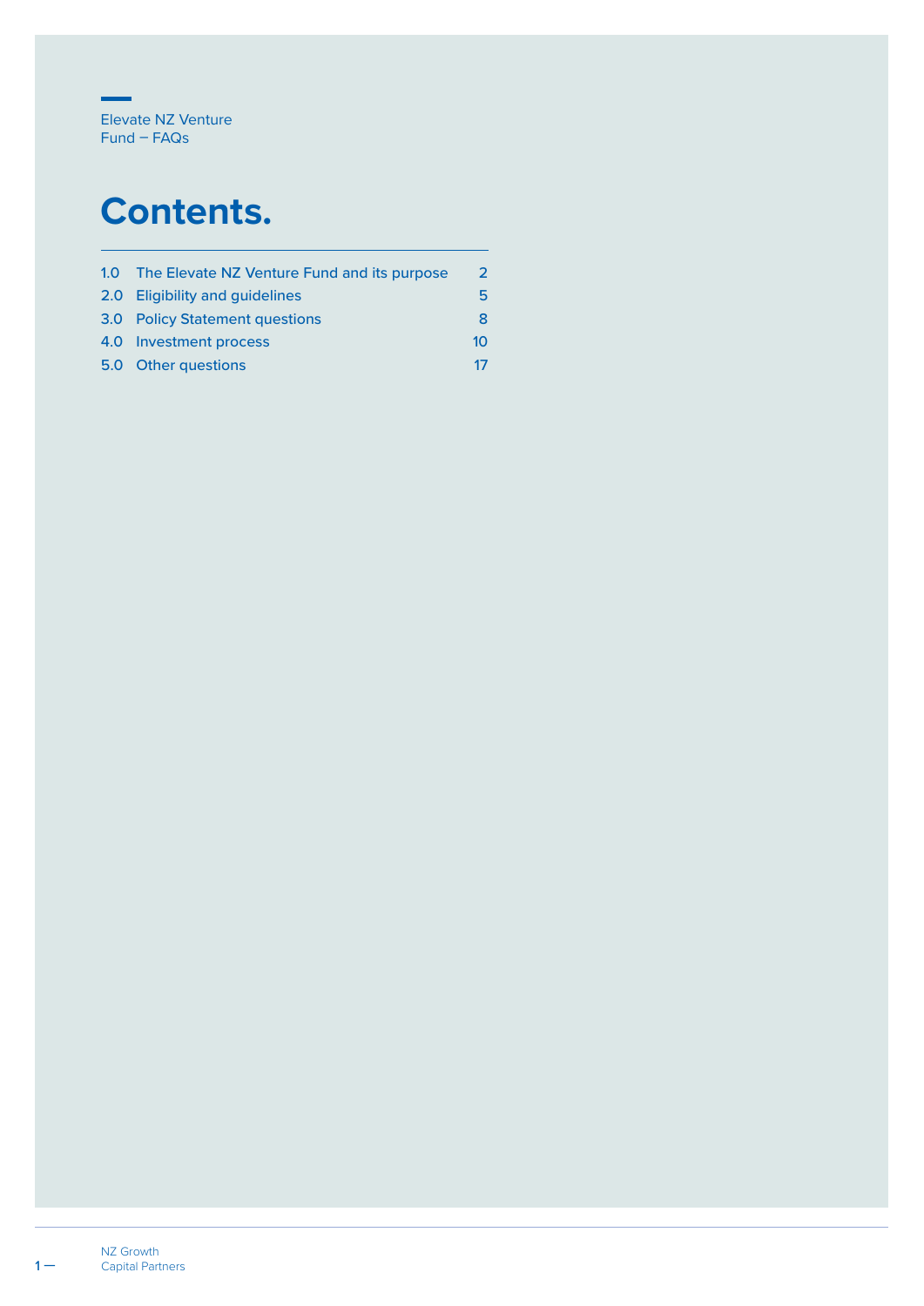Elevate NZ Venture Fund – FAQs

# Contents.

| | | |
|---|---|---|
| 1.0 | The Elevate NZ Venture Fund and its purpose | 2 |
| 2.0 | Eligibility and guidelines | 5 |
| 3.0 | Policy Statement questions | 8 |
| 4.0 | Investment process | 10 |
| 5.0 | Other questions | 17 |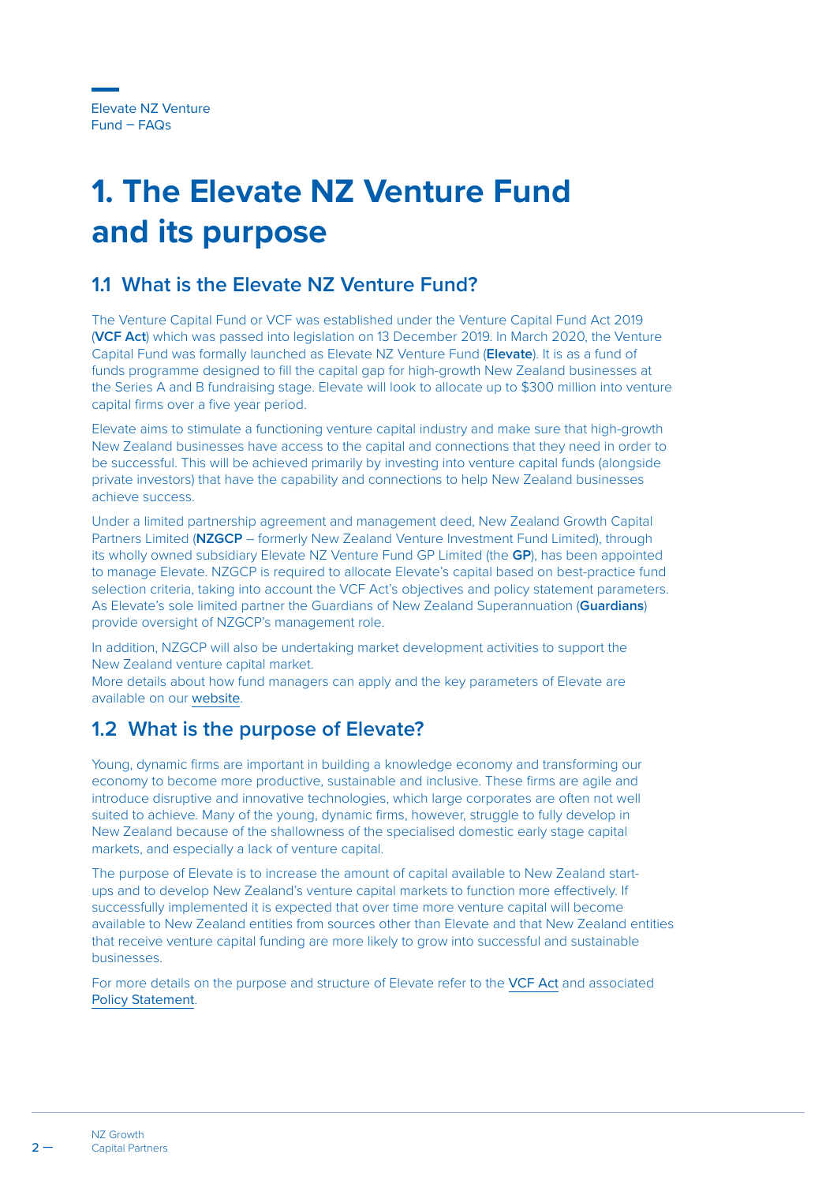# 1. The Elevate NZ Venture Fund and its purpose

## 1.1 What is the Elevate NZ Venture Fund?

The Venture Capital Fund or VCF was established under the Venture Capital Fund Act 2019 (**VCF Act**) which was passed into legislation on 13 December 2019. In March 2020, the Venture Capital Fund was formally launched as Elevate NZ Venture Fund (**Elevate**). It is as a fund of funds programme designed to fill the capital gap for high-growth New Zealand businesses at the Series A and B fundraising stage. Elevate will look to allocate up to $300 million into venture capital firms over a five year period.

Elevate aims to stimulate a functioning venture capital industry and make sure that high-growth New Zealand businesses have access to the capital and connections that they need in order to be successful. This will be achieved primarily by investing into venture capital funds (alongside private investors) that have the capability and connections to help New Zealand businesses achieve success.

Under a limited partnership agreement and management deed, New Zealand Growth Capital Partners Limited (**NZGCP** – formerly New Zealand Venture Investment Fund Limited), through its wholly owned subsidiary Elevate NZ Venture Fund GP Limited (the **GP**), has been appointed to manage Elevate. NZGCP is required to allocate Elevate's capital based on best-practice fund selection criteria, taking into account the VCF Act's objectives and policy statement parameters. As Elevate's sole limited partner the Guardians of New Zealand Superannuation (**Guardians**) provide oversight of NZGCP's management role.

In addition, NZGCP will also be undertaking market development activities to support the New Zealand venture capital market.
More details about how fund managers can apply and the key parameters of Elevate are available on our website.

## 1.2 What is the purpose of Elevate?

Young, dynamic firms are important in building a knowledge economy and transforming our economy to become more productive, sustainable and inclusive. These firms are agile and introduce disruptive and innovative technologies, which large corporates are often not well suited to achieve. Many of the young, dynamic firms, however, struggle to fully develop in New Zealand because of the shallowness of the specialised domestic early stage capital markets, and especially a lack of venture capital.

The purpose of Elevate is to increase the amount of capital available to New Zealand start-ups and to develop New Zealand's venture capital markets to function more effectively. If successfully implemented it is expected that over time more venture capital will become available to New Zealand entities from sources other than Elevate and that New Zealand entities that receive venture capital funding are more likely to grow into successful and sustainable businesses.

For more details on the purpose and structure of Elevate refer to the VCF Act and associated Policy Statement.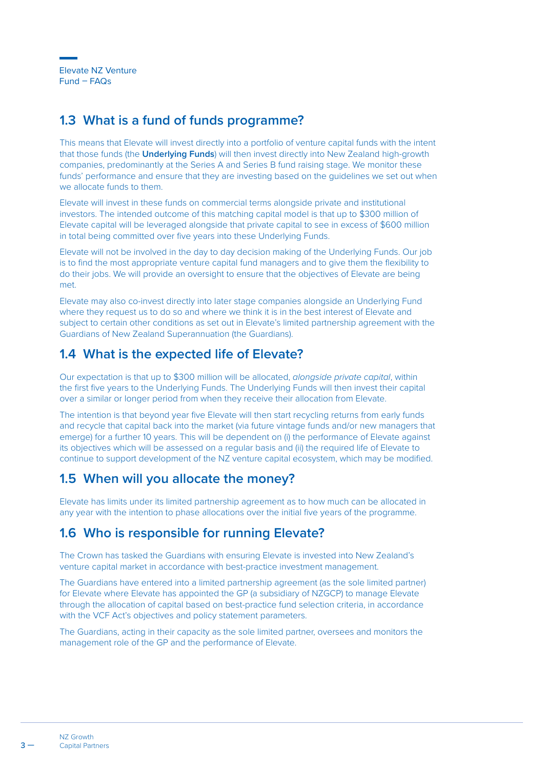## 1.3 What is a fund of funds programme?

This means that Elevate will invest directly into a portfolio of venture capital funds with the intent that those funds (the **Underlying Funds**) will then invest directly into New Zealand high-growth companies, predominantly at the Series A and Series B fund raising stage. We monitor these funds' performance and ensure that they are investing based on the guidelines we set out when we allocate funds to them.

Elevate will invest in these funds on commercial terms alongside private and institutional investors. The intended outcome of this matching capital model is that up to $300 million of Elevate capital will be leveraged alongside that private capital to see in excess of $600 million in total being committed over five years into these Underlying Funds.

Elevate will not be involved in the day to day decision making of the Underlying Funds. Our job is to find the most appropriate venture capital fund managers and to give them the flexibility to do their jobs. We will provide an oversight to ensure that the objectives of Elevate are being met.

Elevate may also co-invest directly into later stage companies alongside an Underlying Fund where they request us to do so and where we think it is in the best interest of Elevate and subject to certain other conditions as set out in Elevate's limited partnership agreement with the Guardians of New Zealand Superannuation (the Guardians).

## 1.4 What is the expected life of Elevate?

Our expectation is that up to $300 million will be allocated, *alongside private capital*, within the first five years to the Underlying Funds. The Underlying Funds will then invest their capital over a similar or longer period from when they receive their allocation from Elevate.

The intention is that beyond year five Elevate will then start recycling returns from early funds and recycle that capital back into the market (via future vintage funds and/or new managers that emerge) for a further 10 years. This will be dependent on (i) the performance of Elevate against its objectives which will be assessed on a regular basis and (ii) the required life of Elevate to continue to support development of the NZ venture capital ecosystem, which may be modified.

## 1.5 When will you allocate the money?

Elevate has limits under its limited partnership agreement as to how much can be allocated in any year with the intention to phase allocations over the initial five years of the programme.

## 1.6 Who is responsible for running Elevate?

The Crown has tasked the Guardians with ensuring Elevate is invested into New Zealand's venture capital market in accordance with best-practice investment management.

The Guardians have entered into a limited partnership agreement (as the sole limited partner) for Elevate where Elevate has appointed the GP (a subsidiary of NZGCP) to manage Elevate through the allocation of capital based on best-practice fund selection criteria, in accordance with the VCF Act's objectives and policy statement parameters.

The Guardians, acting in their capacity as the sole limited partner, oversees and monitors the management role of the GP and the performance of Elevate.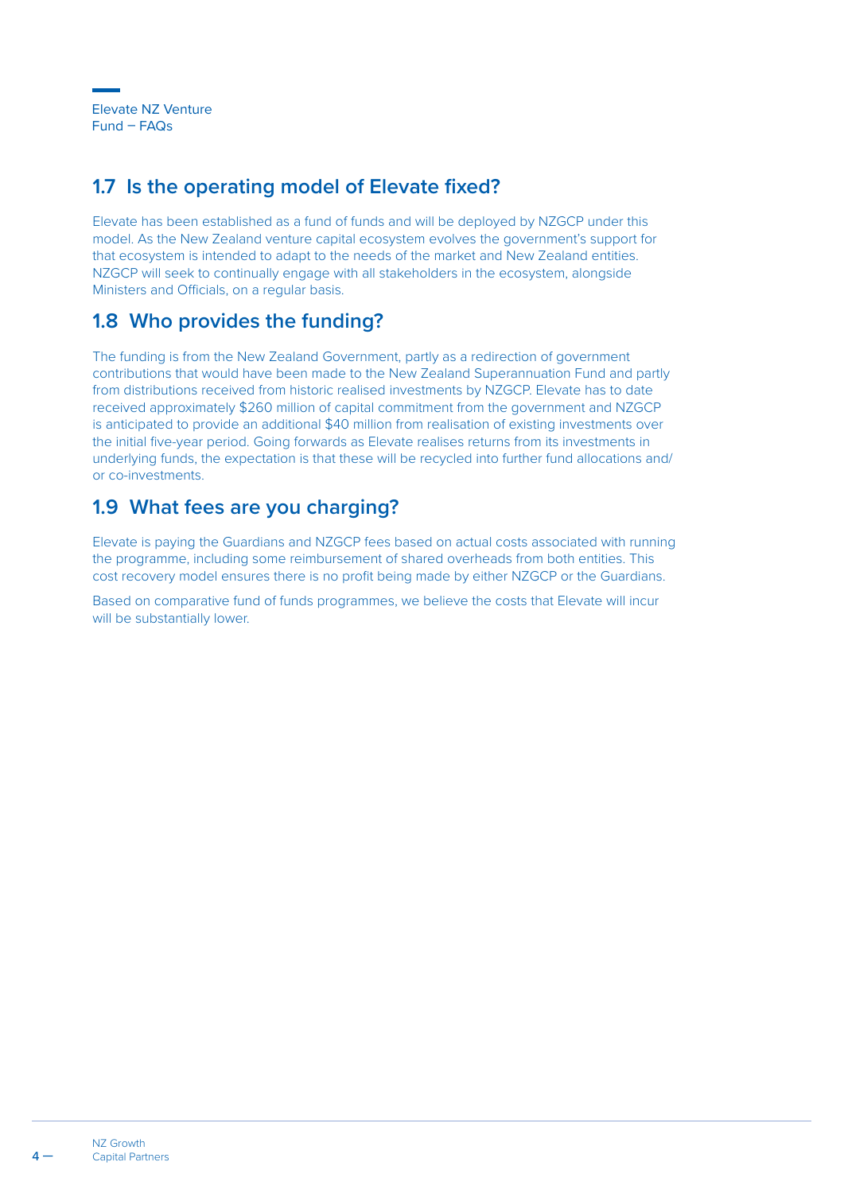## 1.7 Is the operating model of Elevate fixed?

Elevate has been established as a fund of funds and will be deployed by NZGCP under this model. As the New Zealand venture capital ecosystem evolves the government's support for that ecosystem is intended to adapt to the needs of the market and New Zealand entities. NZGCP will seek to continually engage with all stakeholders in the ecosystem, alongside Ministers and Officials, on a regular basis.

## 1.8 Who provides the funding?

The funding is from the New Zealand Government, partly as a redirection of government contributions that would have been made to the New Zealand Superannuation Fund and partly from distributions received from historic realised investments by NZGCP. Elevate has to date received approximately $260 million of capital commitment from the government and NZGCP is anticipated to provide an additional $40 million from realisation of existing investments over the initial five-year period. Going forwards as Elevate realises returns from its investments in underlying funds, the expectation is that these will be recycled into further fund allocations and/or co-investments.

## 1.9 What fees are you charging?

Elevate is paying the Guardians and NZGCP fees based on actual costs associated with running the programme, including some reimbursement of shared overheads from both entities. This cost recovery model ensures there is no profit being made by either NZGCP or the Guardians.

Based on comparative fund of funds programmes, we believe the costs that Elevate will incur will be substantially lower.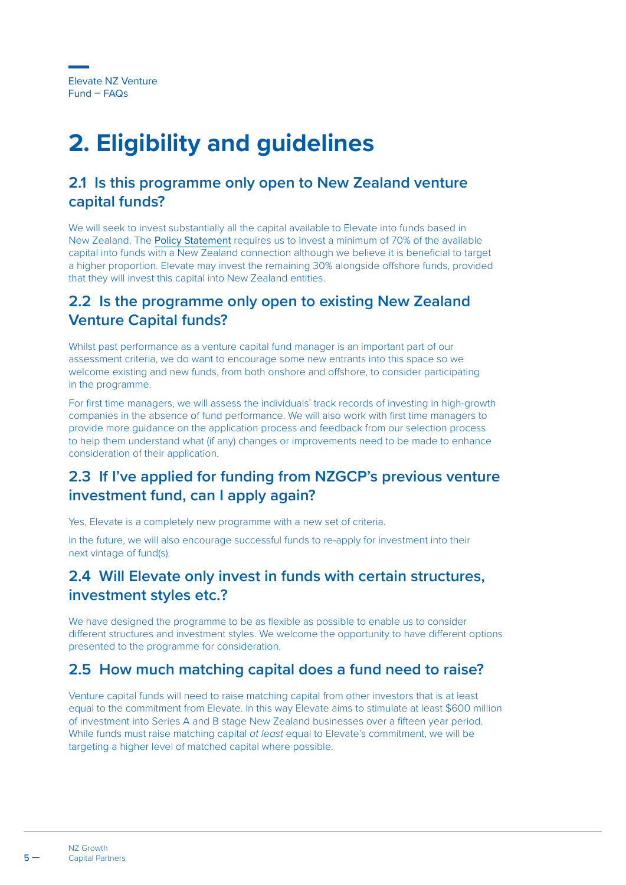# 2. Eligibility and guidelines

## 2.1 Is this programme only open to New Zealand venture capital funds?

We will seek to invest substantially all the capital available to Elevate into funds based in New Zealand. The Policy Statement requires us to invest a minimum of 70% of the available capital into funds with a New Zealand connection although we believe it is beneficial to target a higher proportion. Elevate may invest the remaining 30% alongside offshore funds, provided that they will invest this capital into New Zealand entities.

## 2.2 Is the programme only open to existing New Zealand Venture Capital funds?

Whilst past performance as a venture capital fund manager is an important part of our assessment criteria, we do want to encourage some new entrants into this space so we welcome existing and new funds, from both onshore and offshore, to consider participating in the programme.

For first time managers, we will assess the individuals' track records of investing in high-growth companies in the absence of fund performance. We will also work with first time managers to provide more guidance on the application process and feedback from our selection process to help them understand what (if any) changes or improvements need to be made to enhance consideration of their application.

## 2.3 If I've applied for funding from NZGCP's previous venture investment fund, can I apply again?

Yes, Elevate is a completely new programme with a new set of criteria.

In the future, we will also encourage successful funds to re-apply for investment into their next vintage of fund(s).

## 2.4 Will Elevate only invest in funds with certain structures, investment styles etc.?

We have designed the programme to be as flexible as possible to enable us to consider different structures and investment styles. We welcome the opportunity to have different options presented to the programme for consideration.

## 2.5 How much matching capital does a fund need to raise?

Venture capital funds will need to raise matching capital from other investors that is at least equal to the commitment from Elevate. In this way Elevate aims to stimulate at least $600 million of investment into Series A and B stage New Zealand businesses over a fifteen year period. While funds must raise matching capital *at least* equal to Elevate's commitment, we will be targeting a higher level of matched capital where possible.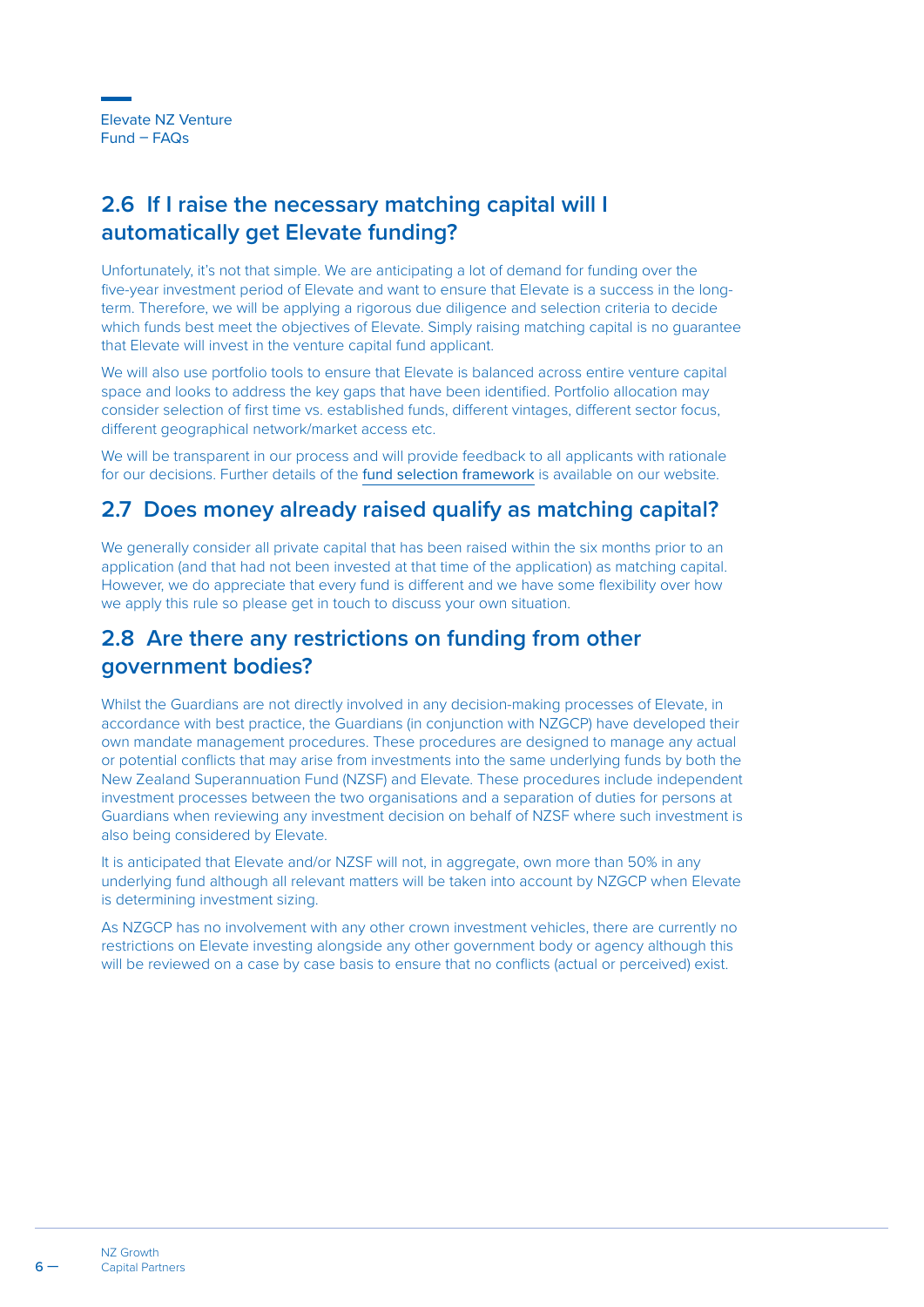## 2.6 If I raise the necessary matching capital will I automatically get Elevate funding?

Unfortunately, it's not that simple. We are anticipating a lot of demand for funding over the five-year investment period of Elevate and want to ensure that Elevate is a success in the long-term. Therefore, we will be applying a rigorous due diligence and selection criteria to decide which funds best meet the objectives of Elevate. Simply raising matching capital is no guarantee that Elevate will invest in the venture capital fund applicant.

We will also use portfolio tools to ensure that Elevate is balanced across entire venture capital space and looks to address the key gaps that have been identified. Portfolio allocation may consider selection of first time vs. established funds, different vintages, different sector focus, different geographical network/market access etc.

We will be transparent in our process and will provide feedback to all applicants with rationale for our decisions. Further details of the fund selection framework is available on our website.

## 2.7 Does money already raised qualify as matching capital?

We generally consider all private capital that has been raised within the six months prior to an application (and that had not been invested at that time of the application) as matching capital. However, we do appreciate that every fund is different and we have some flexibility over how we apply this rule so please get in touch to discuss your own situation.

## 2.8 Are there any restrictions on funding from other government bodies?

Whilst the Guardians are not directly involved in any decision-making processes of Elevate, in accordance with best practice, the Guardians (in conjunction with NZGCP) have developed their own mandate management procedures. These procedures are designed to manage any actual or potential conflicts that may arise from investments into the same underlying funds by both the New Zealand Superannuation Fund (NZSF) and Elevate. These procedures include independent investment processes between the two organisations and a separation of duties for persons at Guardians when reviewing any investment decision on behalf of NZSF where such investment is also being considered by Elevate.

It is anticipated that Elevate and/or NZSF will not, in aggregate, own more than 50% in any underlying fund although all relevant matters will be taken into account by NZGCP when Elevate is determining investment sizing.

As NZGCP has no involvement with any other crown investment vehicles, there are currently no restrictions on Elevate investing alongside any other government body or agency although this will be reviewed on a case by case basis to ensure that no conflicts (actual or perceived) exist.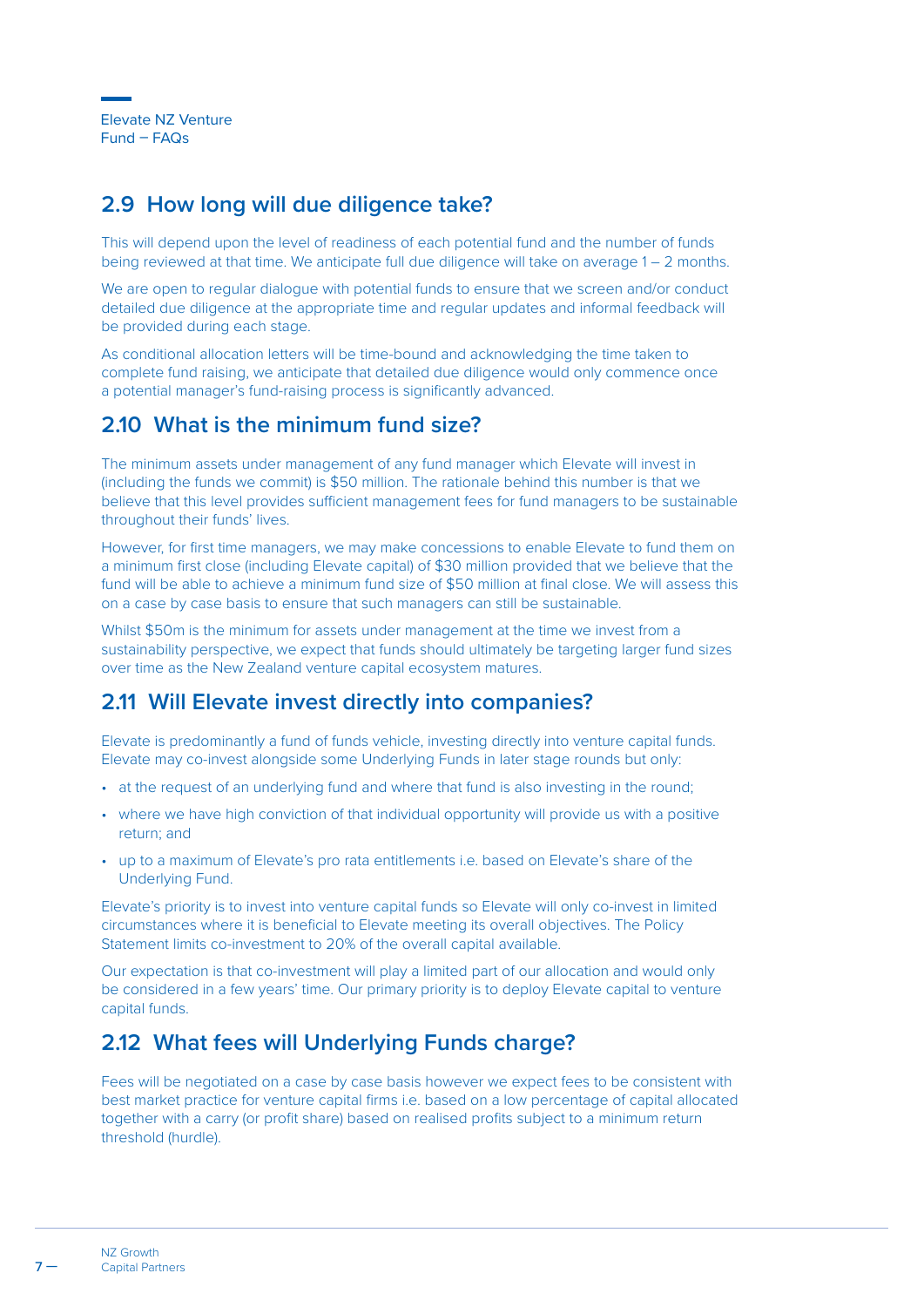## 2.9 How long will due diligence take?

This will depend upon the level of readiness of each potential fund and the number of funds being reviewed at that time. We anticipate full due diligence will take on average 1 – 2 months.

We are open to regular dialogue with potential funds to ensure that we screen and/or conduct detailed due diligence at the appropriate time and regular updates and informal feedback will be provided during each stage.

As conditional allocation letters will be time-bound and acknowledging the time taken to complete fund raising, we anticipate that detailed due diligence would only commence once a potential manager's fund-raising process is significantly advanced.

## 2.10 What is the minimum fund size?

The minimum assets under management of any fund manager which Elevate will invest in (including the funds we commit) is $50 million. The rationale behind this number is that we believe that this level provides sufficient management fees for fund managers to be sustainable throughout their funds' lives.

However, for first time managers, we may make concessions to enable Elevate to fund them on a minimum first close (including Elevate capital) of $30 million provided that we believe that the fund will be able to achieve a minimum fund size of $50 million at final close. We will assess this on a case by case basis to ensure that such managers can still be sustainable.

Whilst $50m is the minimum for assets under management at the time we invest from a sustainability perspective, we expect that funds should ultimately be targeting larger fund sizes over time as the New Zealand venture capital ecosystem matures.

## 2.11 Will Elevate invest directly into companies?

Elevate is predominantly a fund of funds vehicle, investing directly into venture capital funds. Elevate may co-invest alongside some Underlying Funds in later stage rounds but only:

- at the request of an underlying fund and where that fund is also investing in the round;
- where we have high conviction of that individual opportunity will provide us with a positive return; and
- up to a maximum of Elevate's pro rata entitlements i.e. based on Elevate's share of the Underlying Fund.

Elevate's priority is to invest into venture capital funds so Elevate will only co-invest in limited circumstances where it is beneficial to Elevate meeting its overall objectives. The Policy Statement limits co-investment to 20% of the overall capital available.

Our expectation is that co-investment will play a limited part of our allocation and would only be considered in a few years' time. Our primary priority is to deploy Elevate capital to venture capital funds.

## 2.12 What fees will Underlying Funds charge?

Fees will be negotiated on a case by case basis however we expect fees to be consistent with best market practice for venture capital firms i.e. based on a low percentage of capital allocated together with a carry (or profit share) based on realised profits subject to a minimum return threshold (hurdle).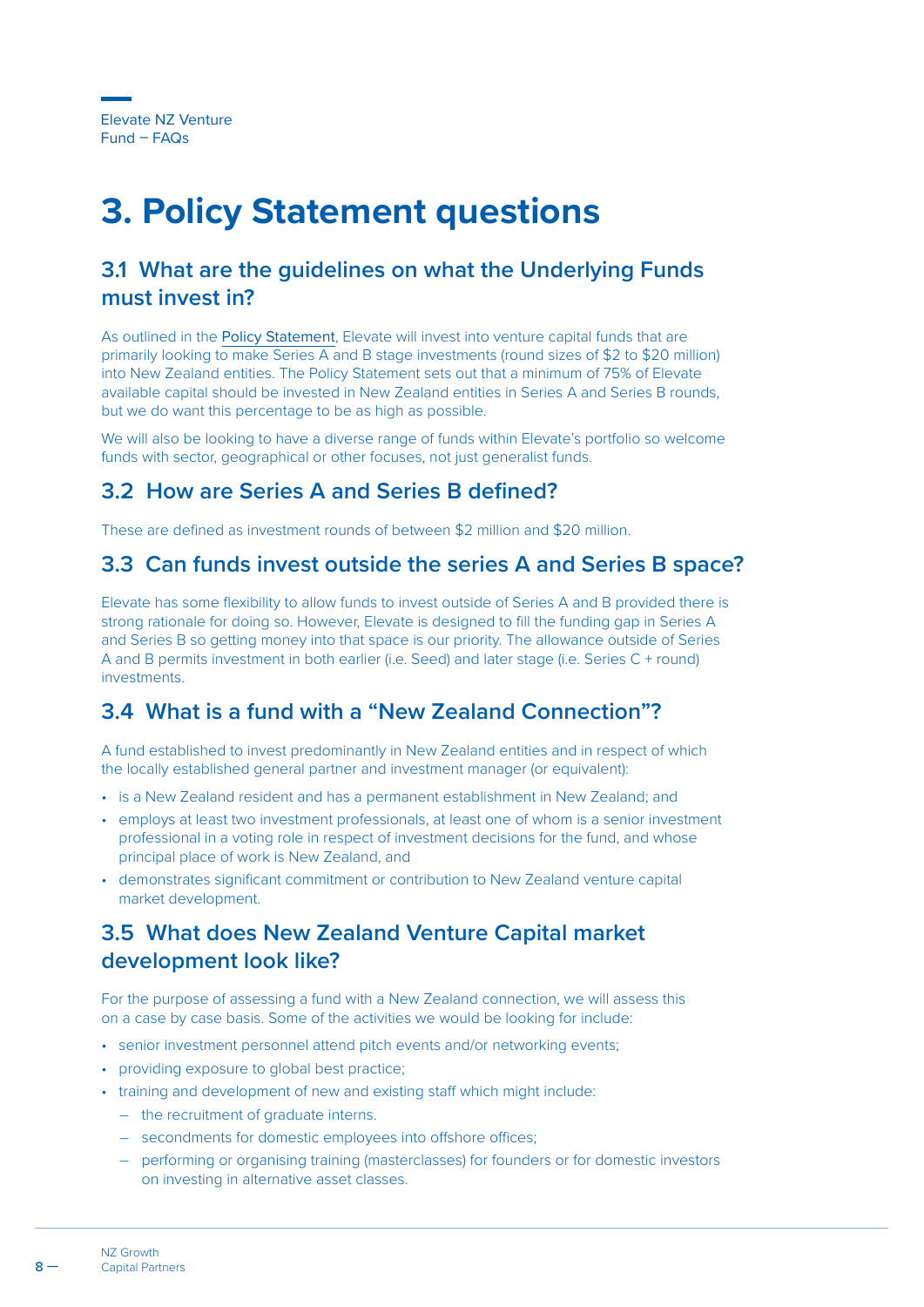# 3. Policy Statement questions

## 3.1 What are the guidelines on what the Underlying Funds must invest in?

As outlined in the Policy Statement, Elevate will invest into venture capital funds that are primarily looking to make Series A and B stage investments (round sizes of $2 to $20 million) into New Zealand entities. The Policy Statement sets out that a minimum of 75% of Elevate available capital should be invested in New Zealand entities in Series A and Series B rounds, but we do want this percentage to be as high as possible.

We will also be looking to have a diverse range of funds within Elevate's portfolio so welcome funds with sector, geographical or other focuses, not just generalist funds.

## 3.2 How are Series A and Series B defined?

These are defined as investment rounds of between $2 million and $20 million.

## 3.3 Can funds invest outside the series A and Series B space?

Elevate has some flexibility to allow funds to invest outside of Series A and B provided there is strong rationale for doing so. However, Elevate is designed to fill the funding gap in Series A and Series B so getting money into that space is our priority. The allowance outside of Series A and B permits investment in both earlier (i.e. Seed) and later stage (i.e. Series C + round) investments.

## 3.4 What is a fund with a "New Zealand Connection"?

A fund established to invest predominantly in New Zealand entities and in respect of which the locally established general partner and investment manager (or equivalent):

- is a New Zealand resident and has a permanent establishment in New Zealand; and
- employs at least two investment professionals, at least one of whom is a senior investment professional in a voting role in respect of investment decisions for the fund, and whose principal place of work is New Zealand, and
- demonstrates significant commitment or contribution to New Zealand venture capital market development.

## 3.5 What does New Zealand Venture Capital market development look like?

For the purpose of assessing a fund with a New Zealand connection, we will assess this on a case by case basis. Some of the activities we would be looking for include:

- senior investment personnel attend pitch events and/or networking events;
- providing exposure to global best practice;
- training and development of new and existing staff which might include:
  - the recruitment of graduate interns.
  - secondments for domestic employees into offshore offices;
  - performing or organising training (masterclasses) for founders or for domestic investors on investing in alternative asset classes.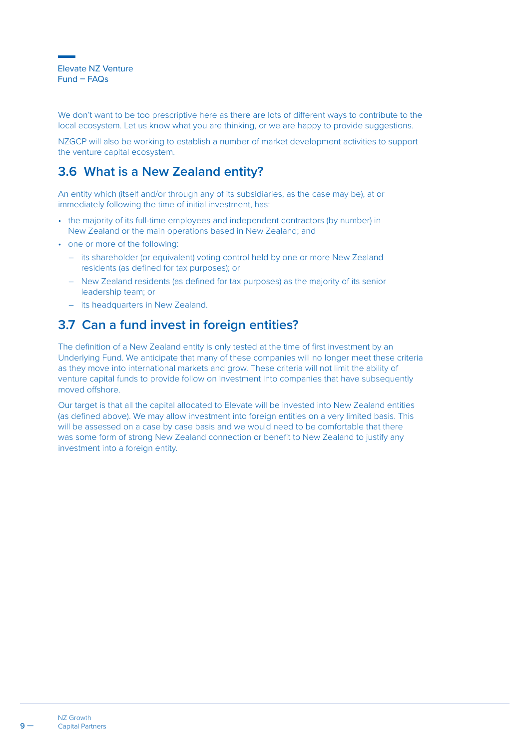We don't want to be too prescriptive here as there are lots of different ways to contribute to the local ecosystem. Let us know what you are thinking, or we are happy to provide suggestions.

NZGCP will also be working to establish a number of market development activities to support the venture capital ecosystem.

## 3.6 What is a New Zealand entity?

An entity which (itself and/or through any of its subsidiaries, as the case may be), at or immediately following the time of initial investment, has:

- the majority of its full-time employees and independent contractors (by number) in New Zealand or the main operations based in New Zealand; and
- one or more of the following:
  - its shareholder (or equivalent) voting control held by one or more New Zealand residents (as defined for tax purposes); or
  - New Zealand residents (as defined for tax purposes) as the majority of its senior leadership team; or
  - its headquarters in New Zealand.

## 3.7 Can a fund invest in foreign entities?

The definition of a New Zealand entity is only tested at the time of first investment by an Underlying Fund. We anticipate that many of these companies will no longer meet these criteria as they move into international markets and grow. These criteria will not limit the ability of venture capital funds to provide follow on investment into companies that have subsequently moved offshore.

Our target is that all the capital allocated to Elevate will be invested into New Zealand entities (as defined above). We may allow investment into foreign entities on a very limited basis. This will be assessed on a case by case basis and we would need to be comfortable that there was some form of strong New Zealand connection or benefit to New Zealand to justify any investment into a foreign entity.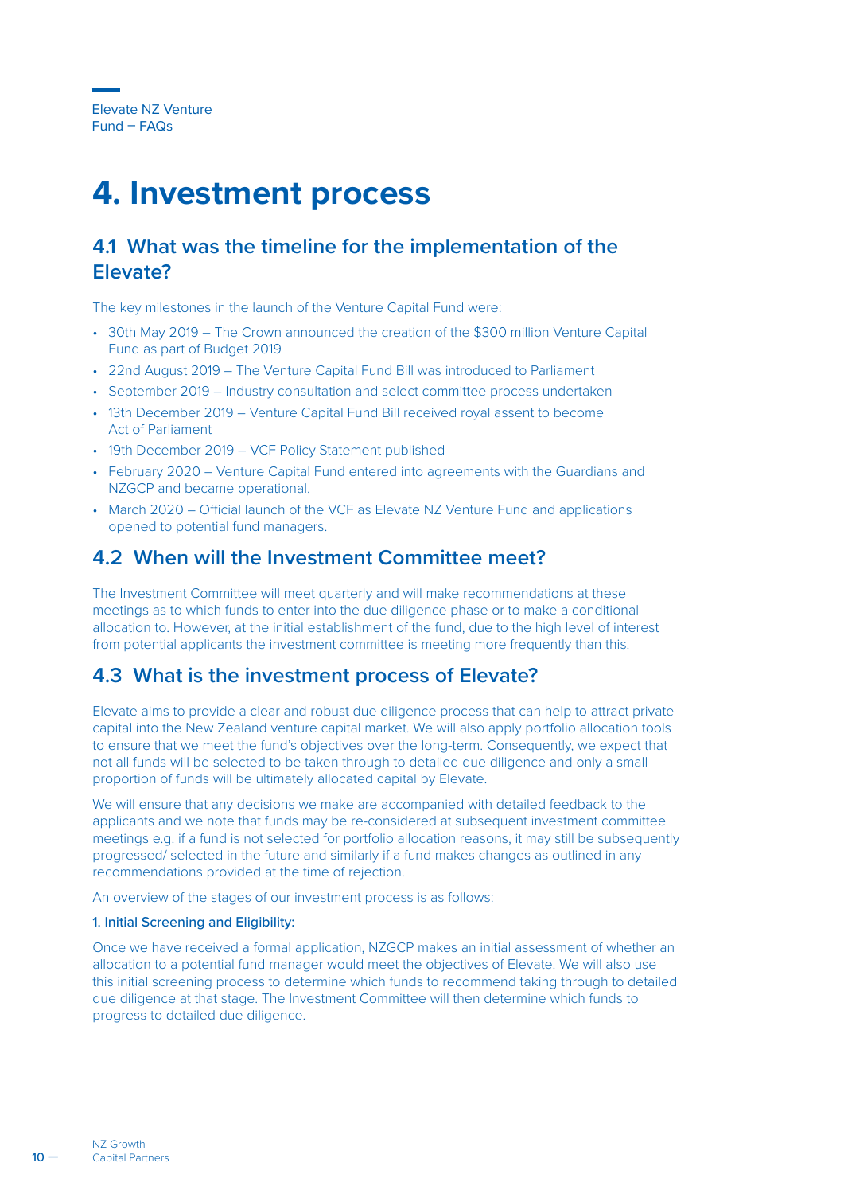# 4. Investment process

## 4.1 What was the timeline for the implementation of the Elevate?

The key milestones in the launch of the Venture Capital Fund were:

- 30th May 2019 – The Crown announced the creation of the $300 million Venture Capital Fund as part of Budget 2019
- 22nd August 2019 – The Venture Capital Fund Bill was introduced to Parliament
- September 2019 – Industry consultation and select committee process undertaken
- 13th December 2019 – Venture Capital Fund Bill received royal assent to become Act of Parliament
- 19th December 2019 – VCF Policy Statement published
- February 2020 – Venture Capital Fund entered into agreements with the Guardians and NZGCP and became operational.
- March 2020 – Official launch of the VCF as Elevate NZ Venture Fund and applications opened to potential fund managers.

## 4.2 When will the Investment Committee meet?

The Investment Committee will meet quarterly and will make recommendations at these meetings as to which funds to enter into the due diligence phase or to make a conditional allocation to. However, at the initial establishment of the fund, due to the high level of interest from potential applicants the investment committee is meeting more frequently than this.

## 4.3 What is the investment process of Elevate?

Elevate aims to provide a clear and robust due diligence process that can help to attract private capital into the New Zealand venture capital market. We will also apply portfolio allocation tools to ensure that we meet the fund's objectives over the long-term. Consequently, we expect that not all funds will be selected to be taken through to detailed due diligence and only a small proportion of funds will be ultimately allocated capital by Elevate.

We will ensure that any decisions we make are accompanied with detailed feedback to the applicants and we note that funds may be re-considered at subsequent investment committee meetings e.g. if a fund is not selected for portfolio allocation reasons, it may still be subsequently progressed/ selected in the future and similarly if a fund makes changes as outlined in any recommendations provided at the time of rejection.

An overview of the stages of our investment process is as follows:

**1. Initial Screening and Eligibility:**

Once we have received a formal application, NZGCP makes an initial assessment of whether an allocation to a potential fund manager would meet the objectives of Elevate. We will also use this initial screening process to determine which funds to recommend taking through to detailed due diligence at that stage. The Investment Committee will then determine which funds to progress to detailed due diligence.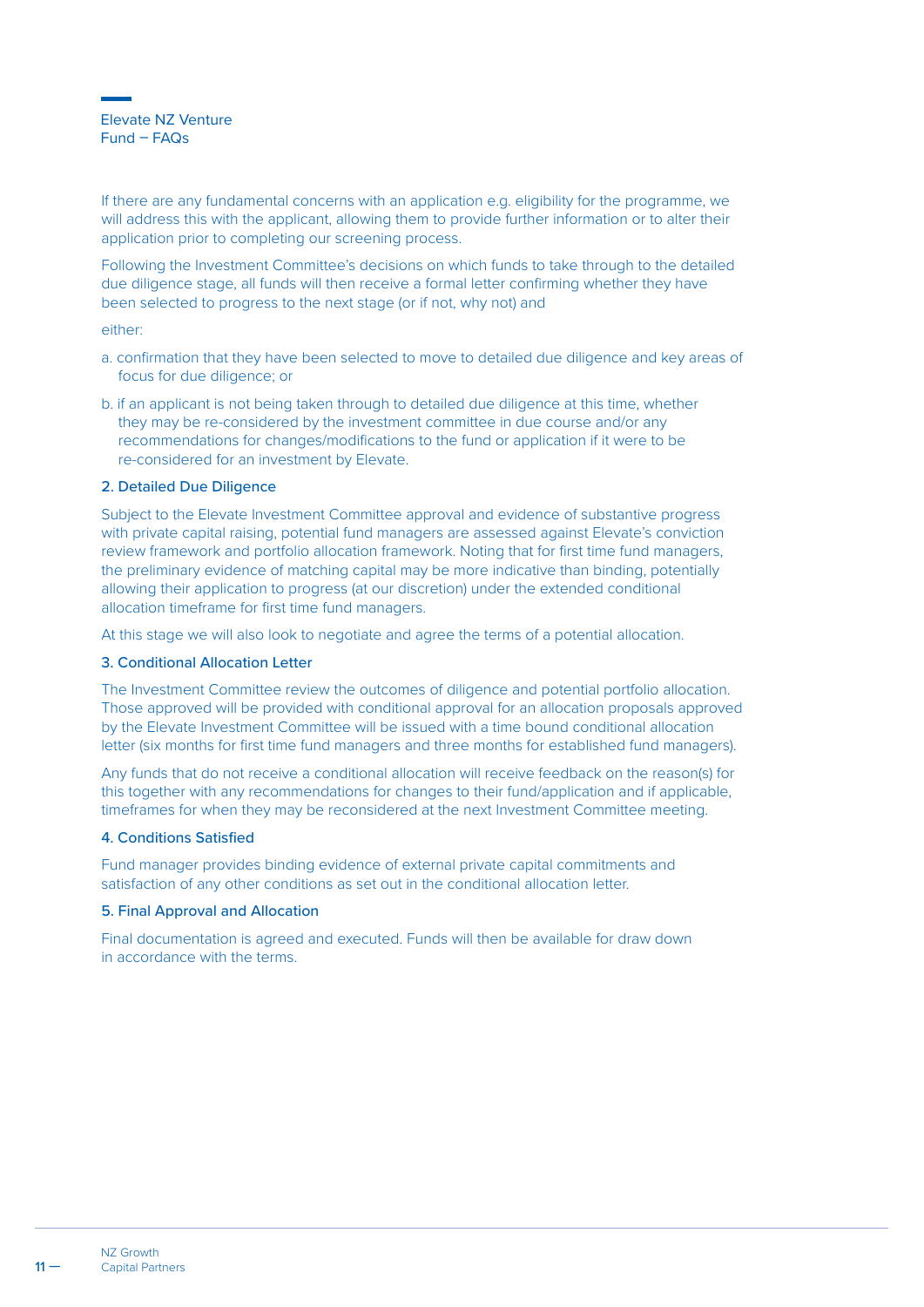If there are any fundamental concerns with an application e.g. eligibility for the programme, we will address this with the applicant, allowing them to provide further information or to alter their application prior to completing our screening process.

Following the Investment Committee's decisions on which funds to take through to the detailed due diligence stage, all funds will then receive a formal letter confirming whether they have been selected to progress to the next stage (or if not, why not) and

either:

a. confirmation that they have been selected to move to detailed due diligence and key areas of focus for due diligence; or

b. if an applicant is not being taken through to detailed due diligence at this time, whether they may be re-considered by the investment committee in due course and/or any recommendations for changes/modifications to the fund or application if it were to be re-considered for an investment by Elevate.

### 2. Detailed Due Diligence

Subject to the Elevate Investment Committee approval and evidence of substantive progress with private capital raising, potential fund managers are assessed against Elevate's conviction review framework and portfolio allocation framework. Noting that for first time fund managers, the preliminary evidence of matching capital may be more indicative than binding, potentially allowing their application to progress (at our discretion) under the extended conditional allocation timeframe for first time fund managers.

At this stage we will also look to negotiate and agree the terms of a potential allocation.

### 3. Conditional Allocation Letter

The Investment Committee review the outcomes of diligence and potential portfolio allocation. Those approved will be provided with conditional approval for an allocation proposals approved by the Elevate Investment Committee will be issued with a time bound conditional allocation letter (six months for first time fund managers and three months for established fund managers).

Any funds that do not receive a conditional allocation will receive feedback on the reason(s) for this together with any recommendations for changes to their fund/application and if applicable, timeframes for when they may be reconsidered at the next Investment Committee meeting.

### 4. Conditions Satisfied

Fund manager provides binding evidence of external private capital commitments and satisfaction of any other conditions as set out in the conditional allocation letter.

### 5. Final Approval and Allocation

Final documentation is agreed and executed. Funds will then be available for draw down in accordance with the terms.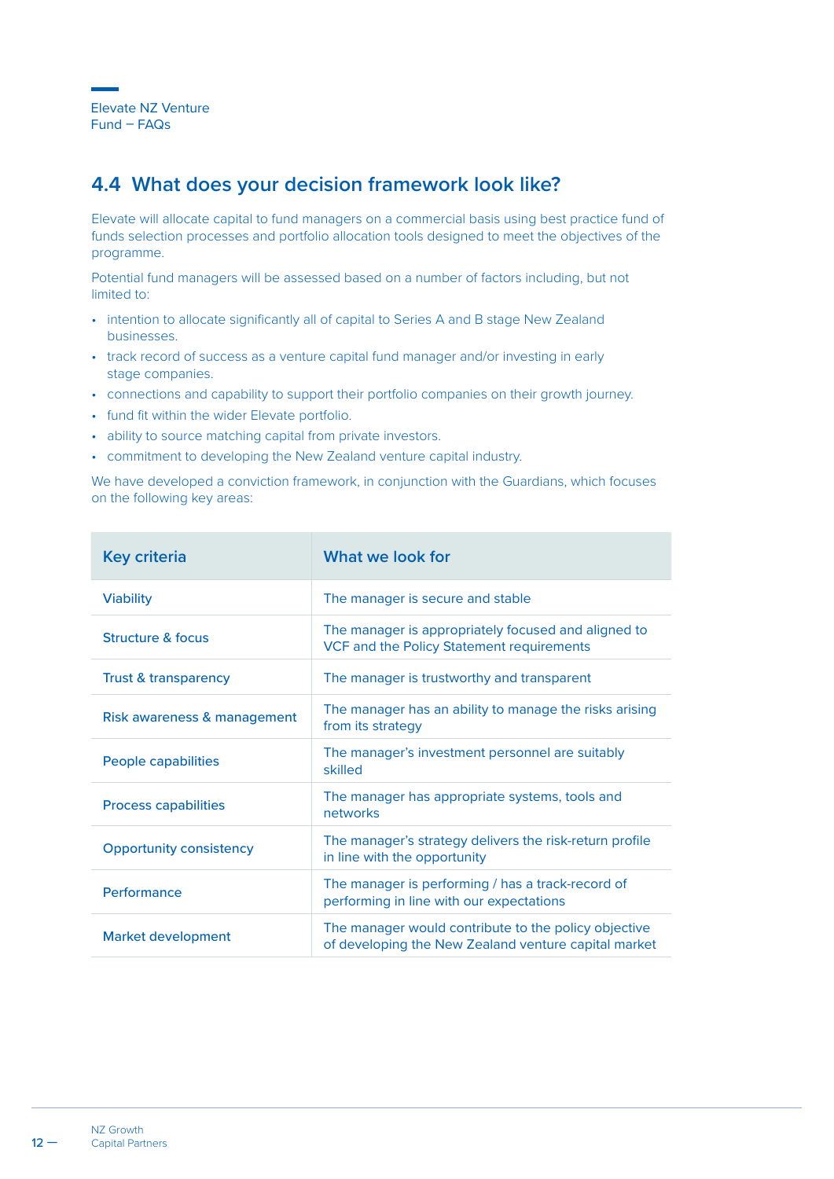## 4.4 What does your decision framework look like?

Elevate will allocate capital to fund managers on a commercial basis using best practice fund of funds selection processes and portfolio allocation tools designed to meet the objectives of the programme.

Potential fund managers will be assessed based on a number of factors including, but not limited to:

- intention to allocate significantly all of capital to Series A and B stage New Zealand businesses.
- track record of success as a venture capital fund manager and/or investing in early stage companies.
- connections and capability to support their portfolio companies on their growth journey.
- fund fit within the wider Elevate portfolio.
- ability to source matching capital from private investors.
- commitment to developing the New Zealand venture capital industry.

We have developed a conviction framework, in conjunction with the Guardians, which focuses on the following key areas:

| Key criteria | What we look for |
|---|---|
| Viability | The manager is secure and stable |
| Structure & focus | The manager is appropriately focused and aligned to VCF and the Policy Statement requirements |
| Trust & transparency | The manager is trustworthy and transparent |
| Risk awareness & management | The manager has an ability to manage the risks arising from its strategy |
| People capabilities | The manager's investment personnel are suitably skilled |
| Process capabilities | The manager has appropriate systems, tools and networks |
| Opportunity consistency | The manager's strategy delivers the risk-return profile in line with the opportunity |
| Performance | The manager is performing / has a track-record of performing in line with our expectations |
| Market development | The manager would contribute to the policy objective of developing the New Zealand venture capital market |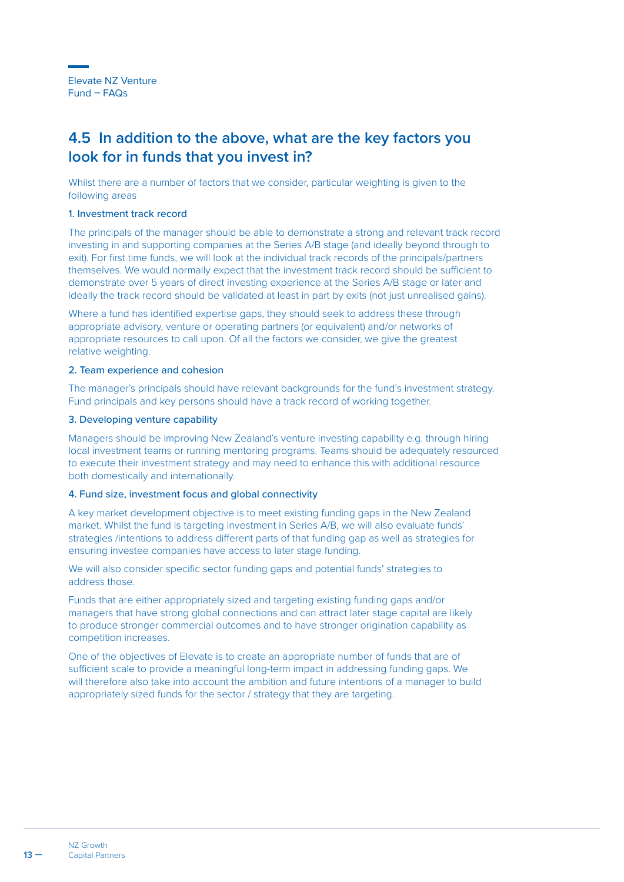## 4.5 In addition to the above, what are the key factors you look for in funds that you invest in?

Whilst there are a number of factors that we consider, particular weighting is given to the following areas

### 1. Investment track record

The principals of the manager should be able to demonstrate a strong and relevant track record investing in and supporting companies at the Series A/B stage (and ideally beyond through to exit). For first time funds, we will look at the individual track records of the principals/partners themselves. We would normally expect that the investment track record should be sufficient to demonstrate over 5 years of direct investing experience at the Series A/B stage or later and ideally the track record should be validated at least in part by exits (not just unrealised gains).

Where a fund has identified expertise gaps, they should seek to address these through appropriate advisory, venture or operating partners (or equivalent) and/or networks of appropriate resources to call upon. Of all the factors we consider, we give the greatest relative weighting.

### 2. Team experience and cohesion

The manager's principals should have relevant backgrounds for the fund's investment strategy. Fund principals and key persons should have a track record of working together.

### 3. Developing venture capability

Managers should be improving New Zealand's venture investing capability e.g. through hiring local investment teams or running mentoring programs. Teams should be adequately resourced to execute their investment strategy and may need to enhance this with additional resource both domestically and internationally.

### 4. Fund size, investment focus and global connectivity

A key market development objective is to meet existing funding gaps in the New Zealand market. Whilst the fund is targeting investment in Series A/B, we will also evaluate funds' strategies /intentions to address different parts of that funding gap as well as strategies for ensuring investee companies have access to later stage funding.

We will also consider specific sector funding gaps and potential funds' strategies to address those.

Funds that are either appropriately sized and targeting existing funding gaps and/or managers that have strong global connections and can attract later stage capital are likely to produce stronger commercial outcomes and to have stronger origination capability as competition increases.

One of the objectives of Elevate is to create an appropriate number of funds that are of sufficient scale to provide a meaningful long-term impact in addressing funding gaps. We will therefore also take into account the ambition and future intentions of a manager to build appropriately sized funds for the sector / strategy that they are targeting.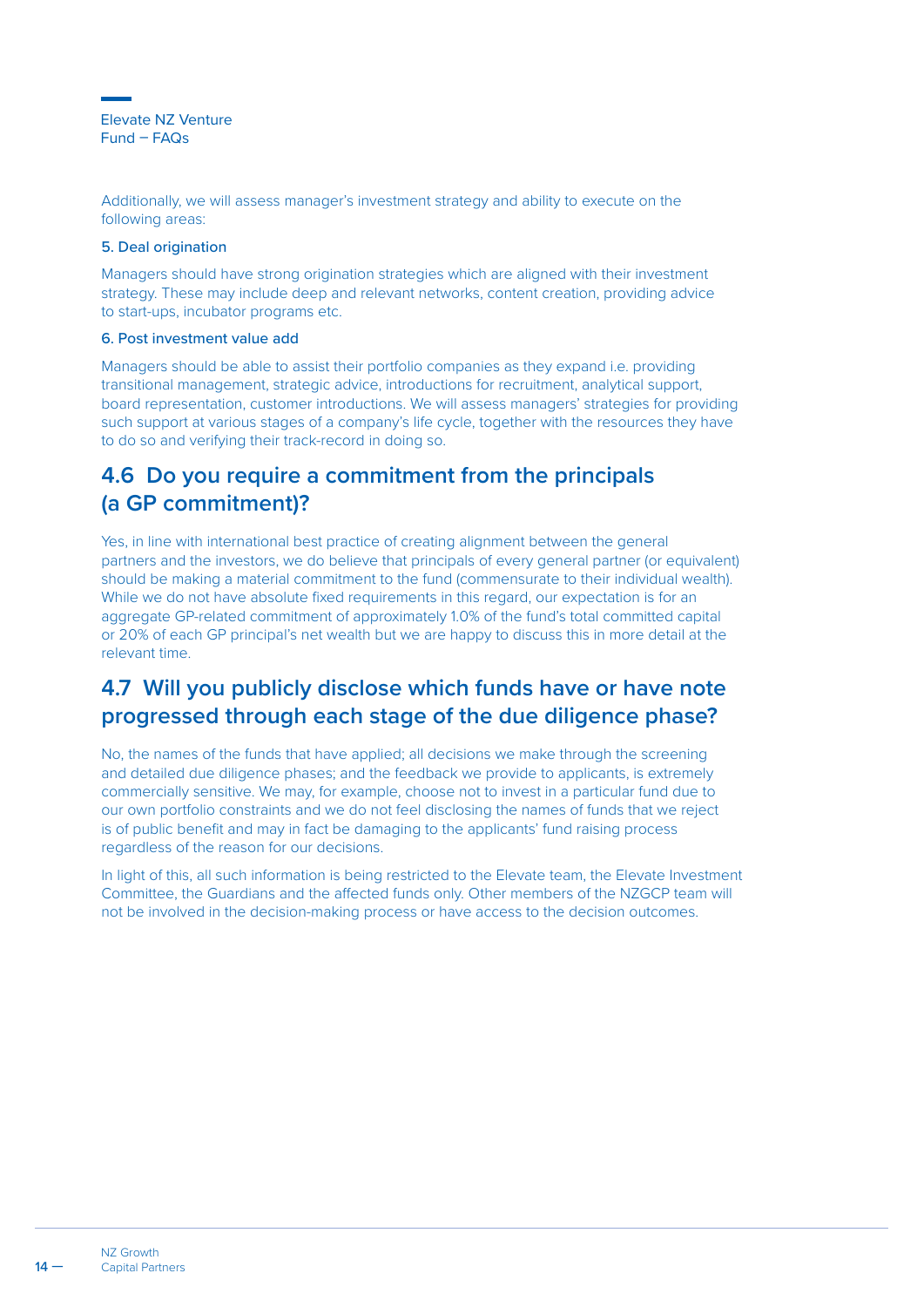Additionally, we will assess manager's investment strategy and ability to execute on the following areas:

### 5. Deal origination

Managers should have strong origination strategies which are aligned with their investment strategy. These may include deep and relevant networks, content creation, providing advice to start-ups, incubator programs etc.

### 6. Post investment value add

Managers should be able to assist their portfolio companies as they expand i.e. providing transitional management, strategic advice, introductions for recruitment, analytical support, board representation, customer introductions. We will assess managers' strategies for providing such support at various stages of a company's life cycle, together with the resources they have to do so and verifying their track-record in doing so.

## 4.6 Do you require a commitment from the principals (a GP commitment)?

Yes, in line with international best practice of creating alignment between the general partners and the investors, we do believe that principals of every general partner (or equivalent) should be making a material commitment to the fund (commensurate to their individual wealth). While we do not have absolute fixed requirements in this regard, our expectation is for an aggregate GP-related commitment of approximately 1.0% of the fund's total committed capital or 20% of each GP principal's net wealth but we are happy to discuss this in more detail at the relevant time.

## 4.7 Will you publicly disclose which funds have or have note progressed through each stage of the due diligence phase?

No, the names of the funds that have applied; all decisions we make through the screening and detailed due diligence phases; and the feedback we provide to applicants, is extremely commercially sensitive. We may, for example, choose not to invest in a particular fund due to our own portfolio constraints and we do not feel disclosing the names of funds that we reject is of public benefit and may in fact be damaging to the applicants' fund raising process regardless of the reason for our decisions.

In light of this, all such information is being restricted to the Elevate team, the Elevate Investment Committee, the Guardians and the affected funds only. Other members of the NZGCP team will not be involved in the decision-making process or have access to the decision outcomes.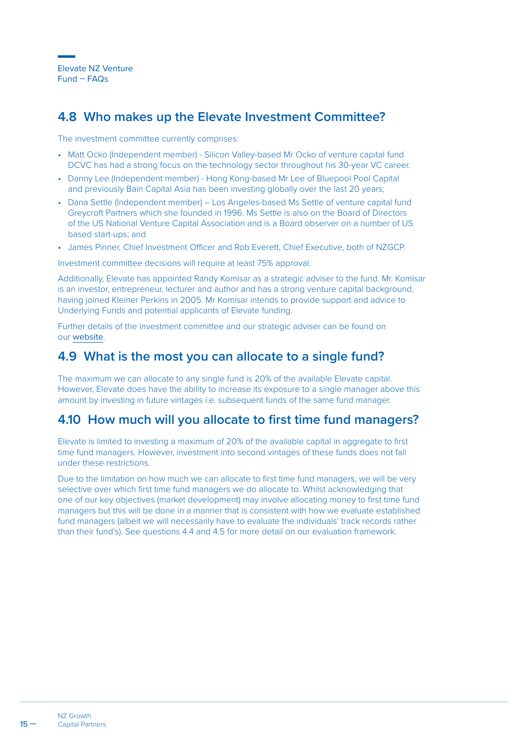## 4.8 Who makes up the Elevate Investment Committee?

The investment committee currently comprises:

- Matt Ocko (Independent member) - Silicon Valley-based Mr Ocko of venture capital fund DCVC has had a strong focus on the technology sector throughout his 30-year VC career.
- Danny Lee (Independent member) - Hong Kong-based Mr Lee of Bluepool Pool Capital and previously Bain Capital Asia has been investing globally over the last 20 years;
- Dana Settle (Independent member) – Los Angeles-based Ms Settle of venture capital fund Greycroft Partners which she founded in 1996. Ms Settle is also on the Board of Directors of the US National Venture Capital Association and is a Board observer on a number of US based start-ups; and
- James Pinner, Chief Investment Officer and Rob Everett, Chief Executive, both of NZGCP.

Investment committee decisions will require at least 75% approval.

Additionally, Elevate has appointed Randy Komisar as a strategic adviser to the fund. Mr. Komisar is an investor, entrepreneur, lecturer and author and has a strong venture capital background, having joined Kleiner Perkins in 2005. Mr Komisar intends to provide support and advice to Underlying Funds and potential applicants of Elevate funding.

Further details of the investment committee and our strategic adviser can be found on our website.

## 4.9 What is the most you can allocate to a single fund?

The maximum we can allocate to any single fund is 20% of the available Elevate capital. However, Elevate does have the ability to increase its exposure to a single manager above this amount by investing in future vintages i.e. subsequent funds of the same fund manager.

## 4.10 How much will you allocate to first time fund managers?

Elevate is limited to investing a maximum of 20% of the available capital in aggregate to first time fund managers. However, investment into second vintages of these funds does not fall under these restrictions.

Due to the limitation on how much we can allocate to first time fund managers, we will be very selective over which first time fund managers we do allocate to. Whilst acknowledging that one of our key objectives (market development) may involve allocating money to first time fund managers but this will be done in a manner that is consistent with how we evaluate established fund managers (albeit we will necessarily have to evaluate the individuals' track records rather than their fund's). See questions 4.4 and 4.5 for more detail on our evaluation framework.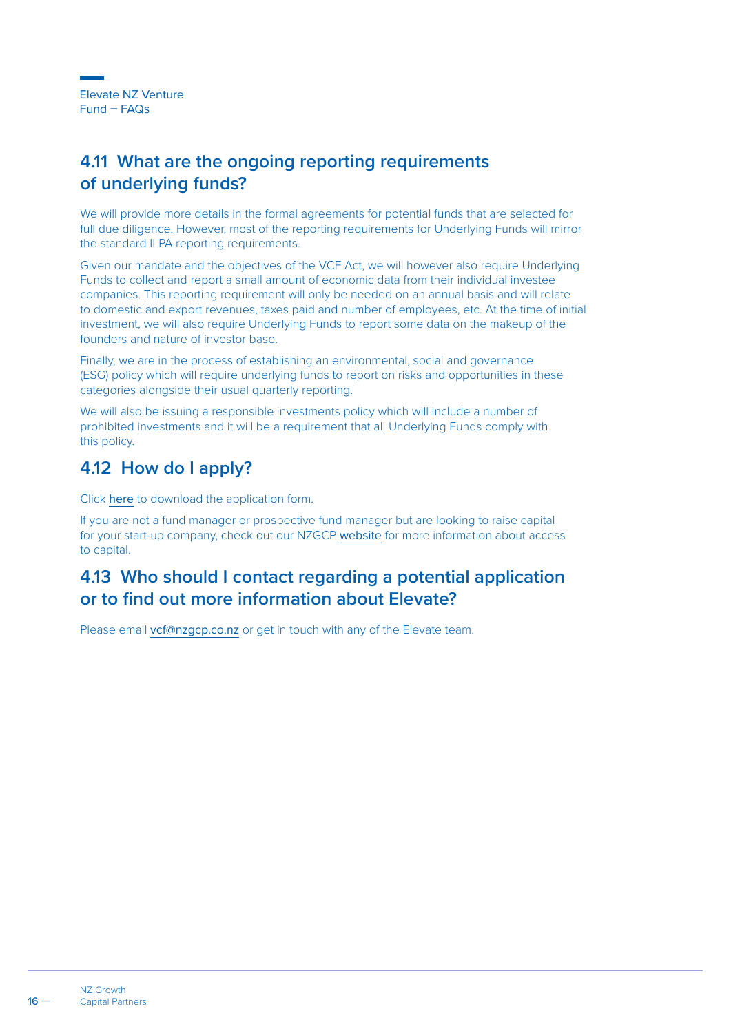## 4.11 What are the ongoing reporting requirements of underlying funds?

We will provide more details in the formal agreements for potential funds that are selected for full due diligence. However, most of the reporting requirements for Underlying Funds will mirror the standard ILPA reporting requirements.

Given our mandate and the objectives of the VCF Act, we will however also require Underlying Funds to collect and report a small amount of economic data from their individual investee companies. This reporting requirement will only be needed on an annual basis and will relate to domestic and export revenues, taxes paid and number of employees, etc. At the time of initial investment, we will also require Underlying Funds to report some data on the makeup of the founders and nature of investor base.

Finally, we are in the process of establishing an environmental, social and governance (ESG) policy which will require underlying funds to report on risks and opportunities in these categories alongside their usual quarterly reporting.

We will also be issuing a responsible investments policy which will include a number of prohibited investments and it will be a requirement that all Underlying Funds comply with this policy.

## 4.12 How do I apply?

Click here to download the application form.

If you are not a fund manager or prospective fund manager but are looking to raise capital for your start-up company, check out our NZGCP website for more information about access to capital.

## 4.13 Who should I contact regarding a potential application or to find out more information about Elevate?

Please email vcf@nzgcp.co.nz or get in touch with any of the Elevate team.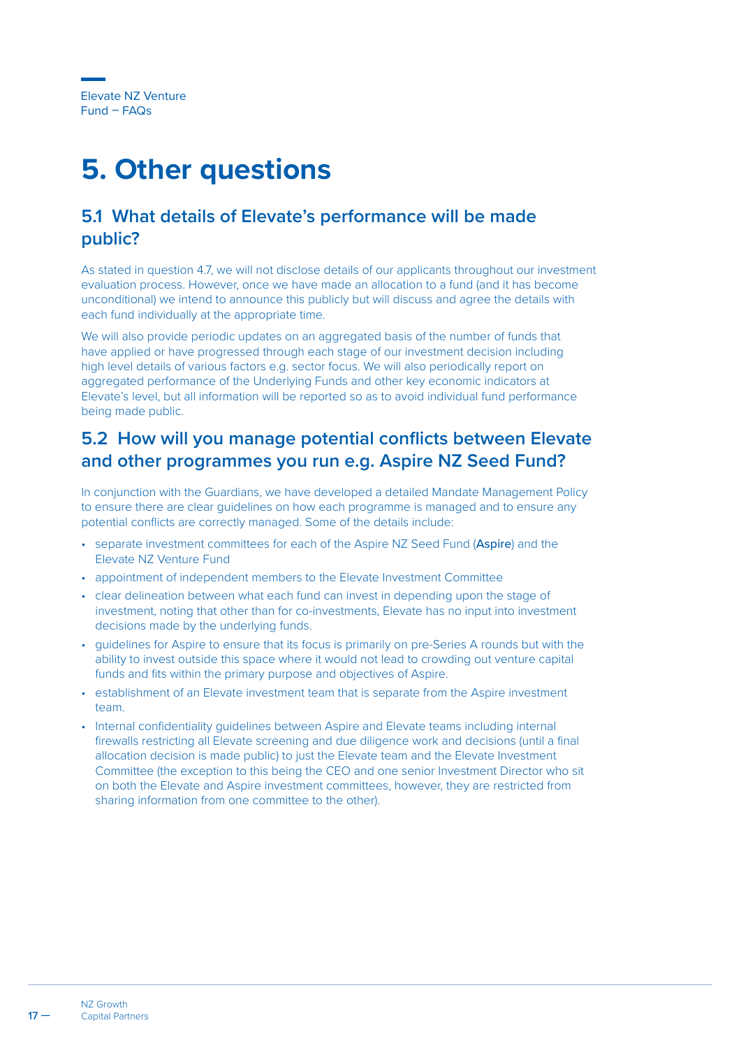# 5. Other questions

## 5.1 What details of Elevate's performance will be made public?

As stated in question 4.7, we will not disclose details of our applicants throughout our investment evaluation process. However, once we have made an allocation to a fund (and it has become unconditional) we intend to announce this publicly but will discuss and agree the details with each fund individually at the appropriate time.

We will also provide periodic updates on an aggregated basis of the number of funds that have applied or have progressed through each stage of our investment decision including high level details of various factors e.g. sector focus. We will also periodically report on aggregated performance of the Underlying Funds and other key economic indicators at Elevate's level, but all information will be reported so as to avoid individual fund performance being made public.

## 5.2 How will you manage potential conflicts between Elevate and other programmes you run e.g. Aspire NZ Seed Fund?

In conjunction with the Guardians, we have developed a detailed Mandate Management Policy to ensure there are clear guidelines on how each programme is managed and to ensure any potential conflicts are correctly managed. Some of the details include:

- separate investment committees for each of the Aspire NZ Seed Fund (**Aspire**) and the Elevate NZ Venture Fund
- appointment of independent members to the Elevate Investment Committee
- clear delineation between what each fund can invest in depending upon the stage of investment, noting that other than for co-investments, Elevate has no input into investment decisions made by the underlying funds.
- guidelines for Aspire to ensure that its focus is primarily on pre-Series A rounds but with the ability to invest outside this space where it would not lead to crowding out venture capital funds and fits within the primary purpose and objectives of Aspire.
- establishment of an Elevate investment team that is separate from the Aspire investment team.
- Internal confidentiality guidelines between Aspire and Elevate teams including internal firewalls restricting all Elevate screening and due diligence work and decisions (until a final allocation decision is made public) to just the Elevate team and the Elevate Investment Committee (the exception to this being the CEO and one senior Investment Director who sit on both the Elevate and Aspire investment committees, however, they are restricted from sharing information from one committee to the other).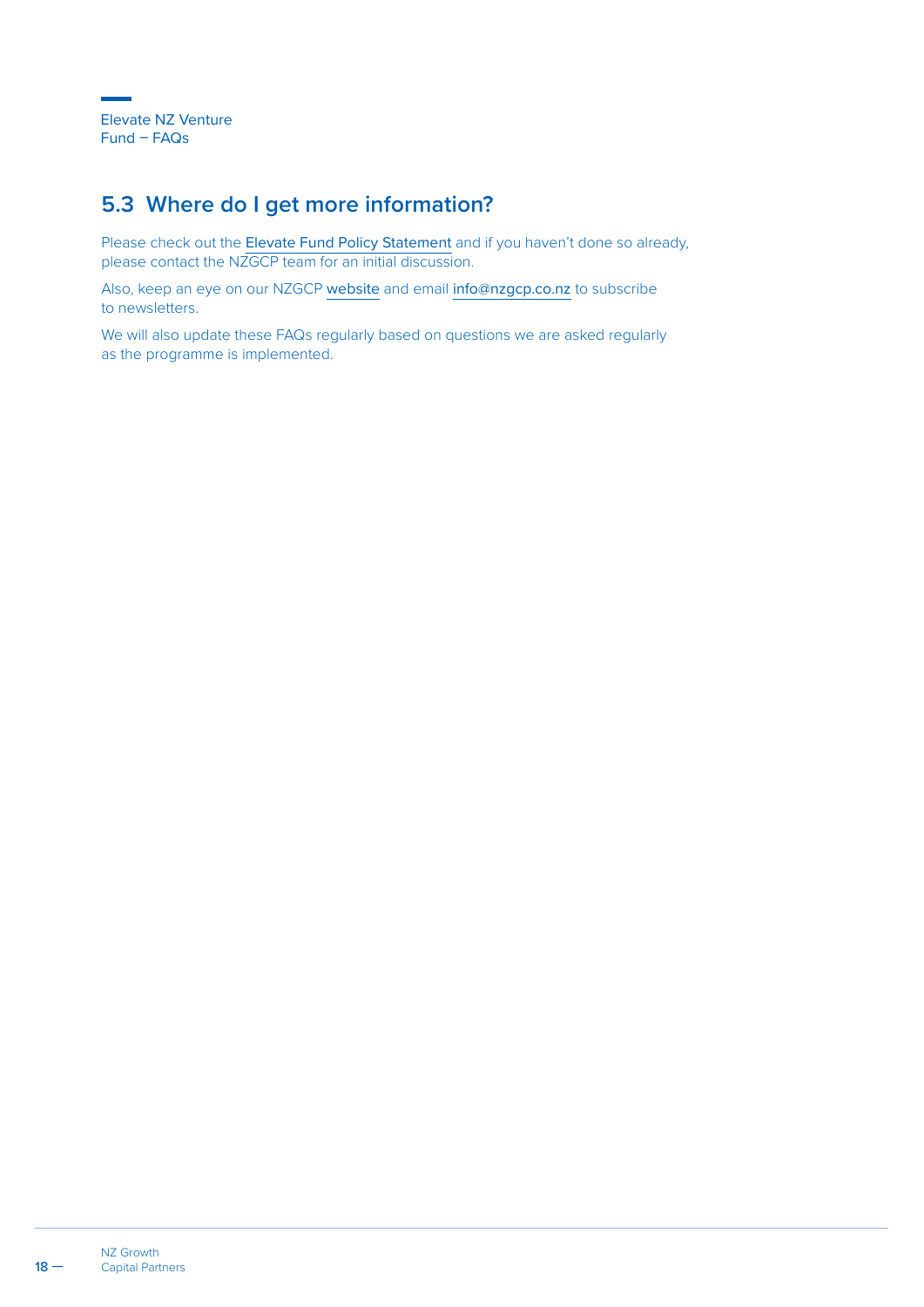## 5.3 Where do I get more information?

Please check out the Elevate Fund Policy Statement and if you haven't done so already, please contact the NZGCP team for an initial discussion.

Also, keep an eye on our NZGCP website and email info@nzgcp.co.nz to subscribe to newsletters.

We will also update these FAQs regularly based on questions we are asked regularly as the programme is implemented.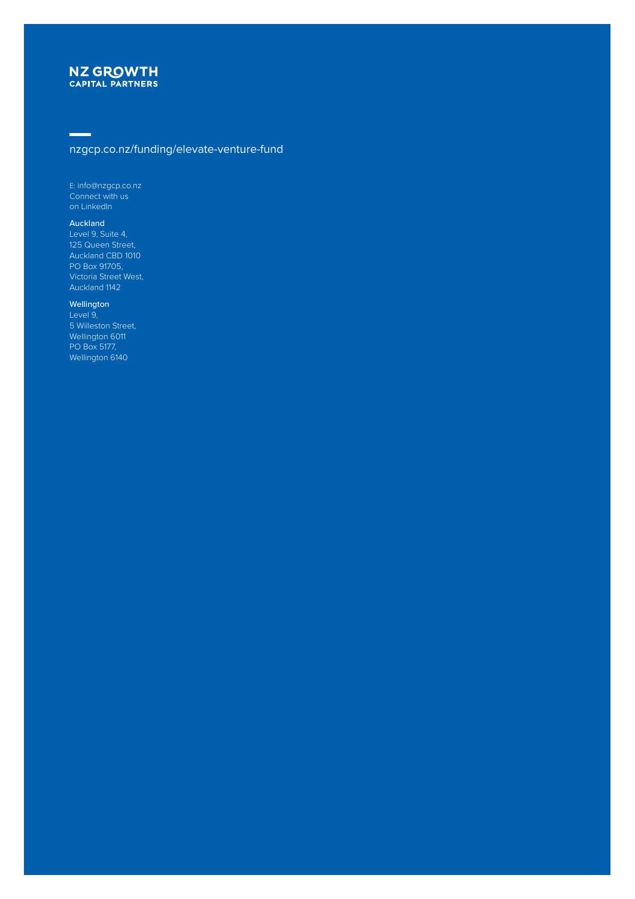NZ GROWTH
CAPITAL PARTNERS

nzgcp.co.nz/funding/elevate-venture-fund

E: info@nzgcp.co.nz
Connect with us
on LinkedIn

**Auckland**
Level 9, Suite 4,
125 Queen Street,
Auckland CBD 1010
PO Box 91705,
Victoria Street West,
Auckland 1142

**Wellington**
Level 9,
5 Willeston Street,
Wellington 6011
PO Box 5177,
Wellington 6140